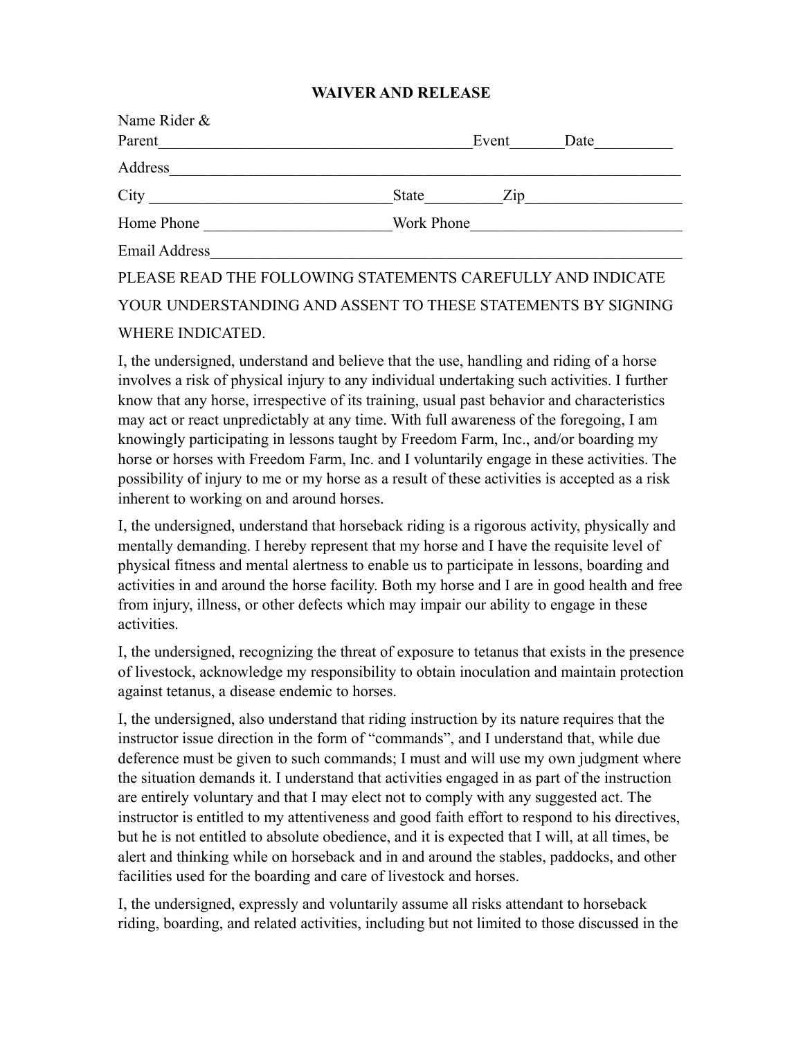# WAIVER AND RELEASE

Name Rider &
Parent________________________________________Event_______Date__________

Address____________________________________________________________________

City ______________________________State__________Zip____________________

Home Phone _______________________Work Phone___________________________

Email Address_______________________________________________________________

PLEASE READ THE FOLLOWING STATEMENTS CAREFULLY AND INDICATE YOUR UNDERSTANDING AND ASSENT TO THESE STATEMENTS BY SIGNING WHERE INDICATED.

I, the undersigned, understand and believe that the use, handling and riding of a horse involves a risk of physical injury to any individual undertaking such activities. I further know that any horse, irrespective of its training, usual past behavior and characteristics may act or react unpredictably at any time. With full awareness of the foregoing, I am knowingly participating in lessons taught by Freedom Farm, Inc., and/or boarding my horse or horses with Freedom Farm, Inc. and I voluntarily engage in these activities. The possibility of injury to me or my horse as a result of these activities is accepted as a risk inherent to working on and around horses.

I, the undersigned, understand that horseback riding is a rigorous activity, physically and mentally demanding. I hereby represent that my horse and I have the requisite level of physical fitness and mental alertness to enable us to participate in lessons, boarding and activities in and around the horse facility. Both my horse and I are in good health and free from injury, illness, or other defects which may impair our ability to engage in these activities.

I, the undersigned, recognizing the threat of exposure to tetanus that exists in the presence of livestock, acknowledge my responsibility to obtain inoculation and maintain protection against tetanus, a disease endemic to horses.

I, the undersigned, also understand that riding instruction by its nature requires that the instructor issue direction in the form of "commands", and I understand that, while due deference must be given to such commands; I must and will use my own judgment where the situation demands it. I understand that activities engaged in as part of the instruction are entirely voluntary and that I may elect not to comply with any suggested act. The instructor is entitled to my attentiveness and good faith effort to respond to his directives, but he is not entitled to absolute obedience, and it is expected that I will, at all times, be alert and thinking while on horseback and in and around the stables, paddocks, and other facilities used for the boarding and care of livestock and horses.

I, the undersigned, expressly and voluntarily assume all risks attendant to horseback riding, boarding, and related activities, including but not limited to those discussed in the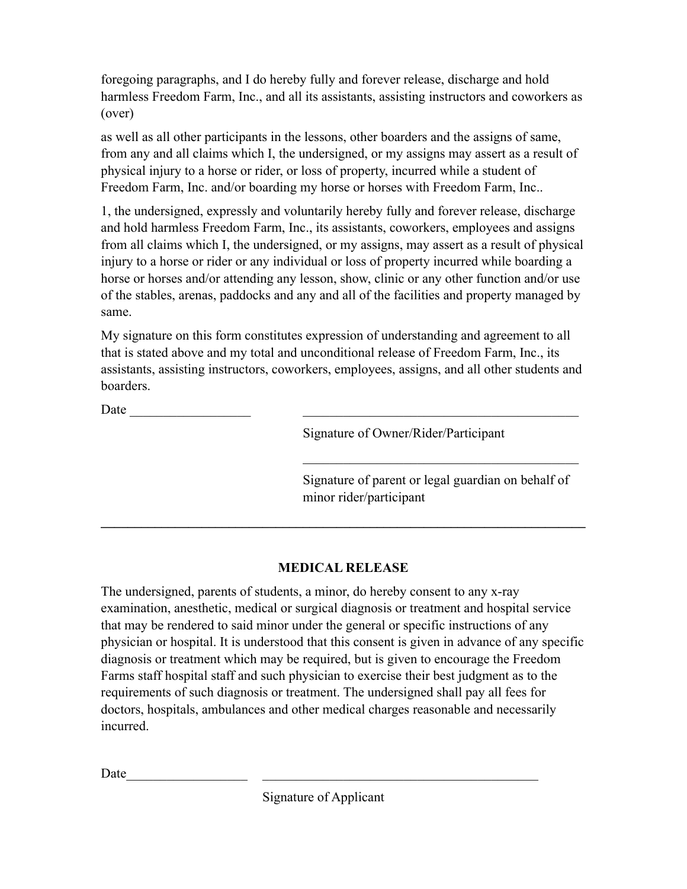foregoing paragraphs, and I do hereby fully and forever release, discharge and hold harmless Freedom Farm, Inc., and all its assistants, assisting instructors and coworkers as (over)

as well as all other participants in the lessons, other boarders and the assigns of same, from any and all claims which I, the undersigned, or my assigns may assert as a result of physical injury to a horse or rider, or loss of property, incurred while a student of Freedom Farm, Inc. and/or boarding my horse or horses with Freedom Farm, Inc..

1, the undersigned, expressly and voluntarily hereby fully and forever release, discharge and hold harmless Freedom Farm, Inc., its assistants, coworkers, employees and assigns from all claims which I, the undersigned, or my assigns, may assert as a result of physical injury to a horse or rider or any individual or loss of property incurred while boarding a horse or horses and/or attending any lesson, show, clinic or any other function and/or use of the stables, arenas, paddocks and any and all of the facilities and property managed by same.

My signature on this form constitutes expression of understanding and agreement to all that is stated above and my total and unconditional release of Freedom Farm, Inc., its assistants, assisting instructors, coworkers, employees, assigns, and all other students and boarders.

Date __________________ ____________________________________________

Signature of Owner/Rider/Participant

____________________________________________

Signature of parent or legal guardian on behalf of minor rider/participant

---

**MEDICAL RELEASE**

The undersigned, parents of students, a minor, do hereby consent to any x-ray examination, anesthetic, medical or surgical diagnosis or treatment and hospital service that may be rendered to said minor under the general or specific instructions of any physician or hospital. It is understood that this consent is given in advance of any specific diagnosis or treatment which may be required, but is given to encourage the Freedom Farms staff hospital staff and such physician to exercise their best judgment as to the requirements of such diagnosis or treatment. The undersigned shall pay all fees for doctors, hospitals, ambulances and other medical charges reasonable and necessarily incurred.

Date__________________ ____________________________________________

Signature of Applicant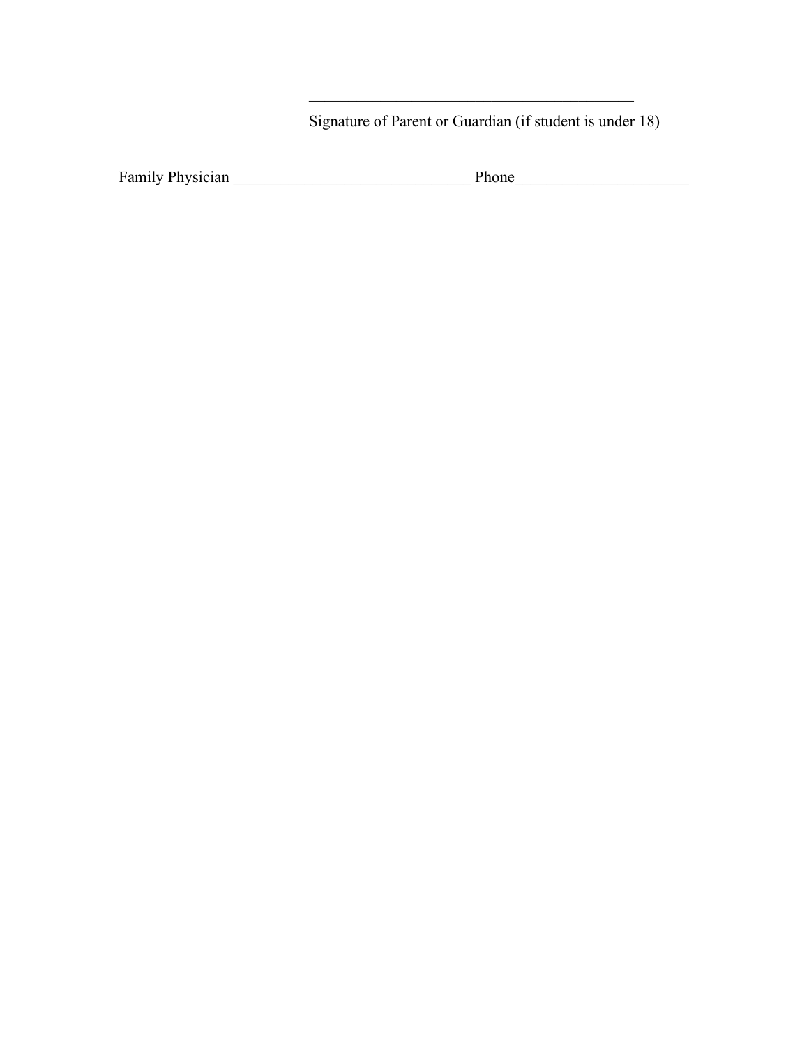\_\_\_\_\_\_\_\_\_\_\_\_\_\_\_\_\_\_\_\_\_\_\_\_\_\_\_\_\_\_\_\_\_\_\_\_\_\_\_\_\_\_

Signature of Parent or Guardian (if student is under 18)

Family Physician \_\_\_\_\_\_\_\_\_\_\_\_\_\_\_\_\_\_\_\_\_\_\_\_\_\_\_\_\_\_ Phone\_\_\_\_\_\_\_\_\_\_\_\_\_\_\_\_\_\_\_\_\_\_